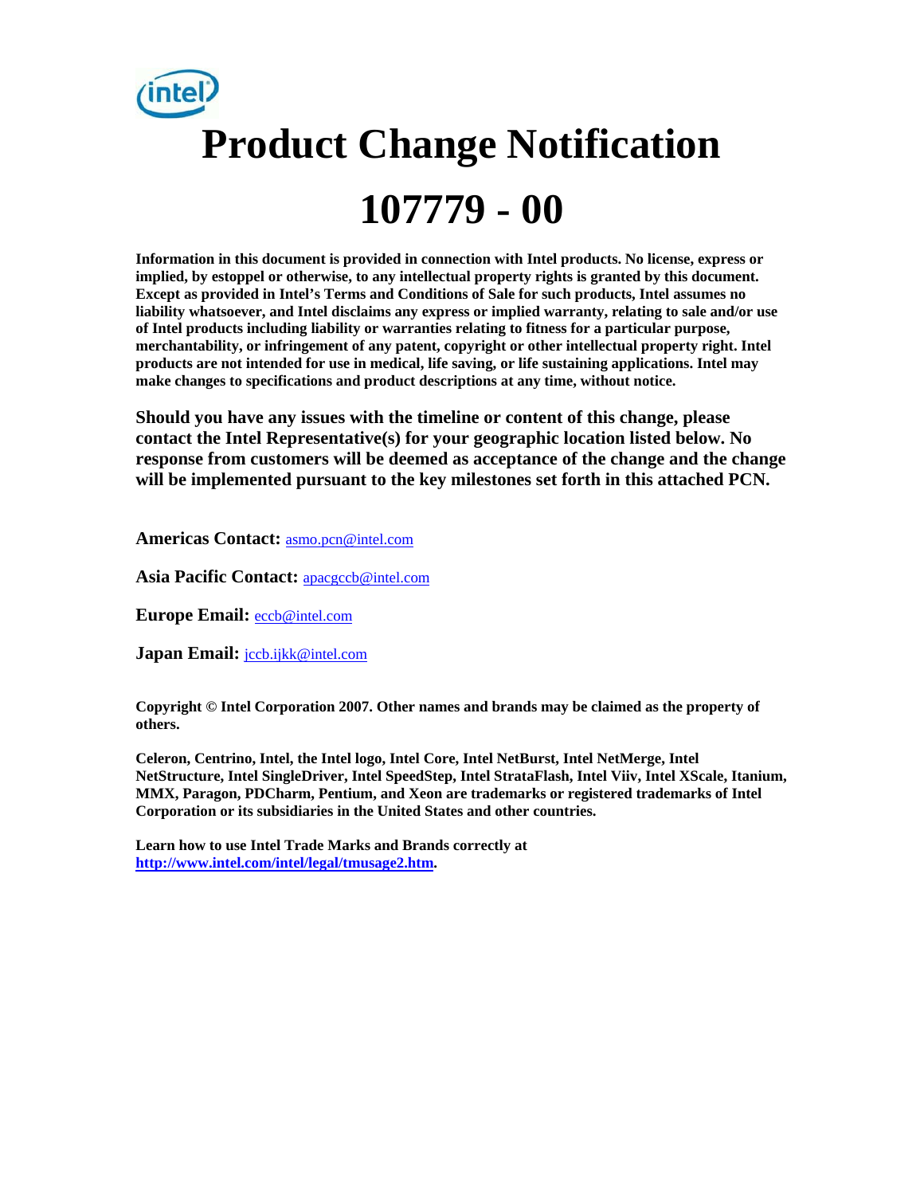# Product Change Notification

# 107779 - 00

**Information in this document is provided in connection with Intel products. No license, express or implied, by estoppel or otherwise, to any intellectual property rights is granted by this document. Except as provided in Intel's Terms and Conditions of Sale for such products, Intel assumes no liability whatsoever, and Intel disclaims any express or implied warranty, relating to sale and/or use of Intel products including liability or warranties relating to fitness for a particular purpose, merchantability, or infringement of any patent, copyright or other intellectual property right. Intel products are not intended for use in medical, life saving, or life sustaining applications. Intel may make changes to specifications and product descriptions at any time, without notice.**

**Should you have any issues with the timeline or content of this change, please contact the Intel Representative(s) for your geographic location listed below. No response from customers will be deemed as acceptance of the change and the change will be implemented pursuant to the key milestones set forth in this attached PCN.**

**Americas Contact:** asmo.pcn@intel.com

**Asia Pacific Contact:** apacgccb@intel.com

**Europe Email:** eccb@intel.com

**Japan Email:** jccb.ijkk@intel.com

**Copyright © Intel Corporation 2007. Other names and brands may be claimed as the property of others.**

**Celeron, Centrino, Intel, the Intel logo, Intel Core, Intel NetBurst, Intel NetMerge, Intel NetStructure, Intel SingleDriver, Intel SpeedStep, Intel StrataFlash, Intel Viiv, Intel XScale, Itanium, MMX, Paragon, PDCharm, Pentium, and Xeon are trademarks or registered trademarks of Intel Corporation or its subsidiaries in the United States and other countries.**

**Learn how to use Intel Trade Marks and Brands correctly at http://www.intel.com/intel/legal/tmusage2.htm.**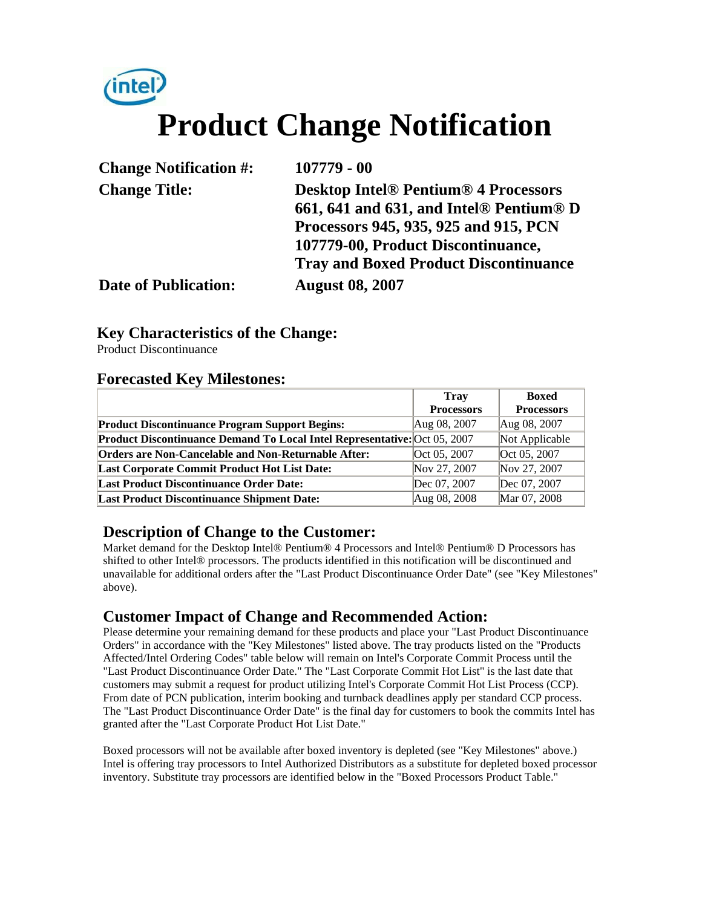# Product Change Notification

| | |
|---|---|
| **Change Notification #:** | **107779 - 00** |
| **Change Title:** | **Desktop Intel® Pentium® 4 Processors 661, 641 and 631, and Intel® Pentium® D Processors 945, 935, 925 and 915, PCN 107779-00, Product Discontinuance, Tray and Boxed Product Discontinuance** |
| **Date of Publication:** | **August 08, 2007** |

## Key Characteristics of the Change:

Product Discontinuance

## Forecasted Key Milestones:

| | Tray Processors | Boxed Processors |
|---|---|---|
| **Product Discontinuance Program Support Begins:** | Aug 08, 2007 | Aug 08, 2007 |
| **Product Discontinuance Demand To Local Intel Representative:** | Oct 05, 2007 | Not Applicable |
| **Orders are Non-Cancelable and Non-Returnable After:** | Oct 05, 2007 | Oct 05, 2007 |
| **Last Corporate Commit Product Hot List Date:** | Nov 27, 2007 | Nov 27, 2007 |
| **Last Product Discontinuance Order Date:** | Dec 07, 2007 | Dec 07, 2007 |
| **Last Product Discontinuance Shipment Date:** | Aug 08, 2008 | Mar 07, 2008 |

## Description of Change to the Customer:

Market demand for the Desktop Intel® Pentium® 4 Processors and Intel® Pentium® D Processors has shifted to other Intel® processors. The products identified in this notification will be discontinued and unavailable for additional orders after the "Last Product Discontinuance Order Date" (see "Key Milestones" above).

## Customer Impact of Change and Recommended Action:

Please determine your remaining demand for these products and place your "Last Product Discontinuance Orders" in accordance with the "Key Milestones" listed above. The tray products listed on the "Products Affected/Intel Ordering Codes" table below will remain on Intel's Corporate Commit Process until the "Last Product Discontinuance Order Date." The "Last Corporate Commit Hot List" is the last date that customers may submit a request for product utilizing Intel's Corporate Commit Hot List Process (CCP). From date of PCN publication, interim booking and turnback deadlines apply per standard CCP process. The "Last Product Discontinuance Order Date" is the final day for customers to book the commits Intel has granted after the "Last Corporate Product Hot List Date."

Boxed processors will not be available after boxed inventory is depleted (see "Key Milestones" above.) Intel is offering tray processors to Intel Authorized Distributors as a substitute for depleted boxed processor inventory. Substitute tray processors are identified below in the "Boxed Processors Product Table."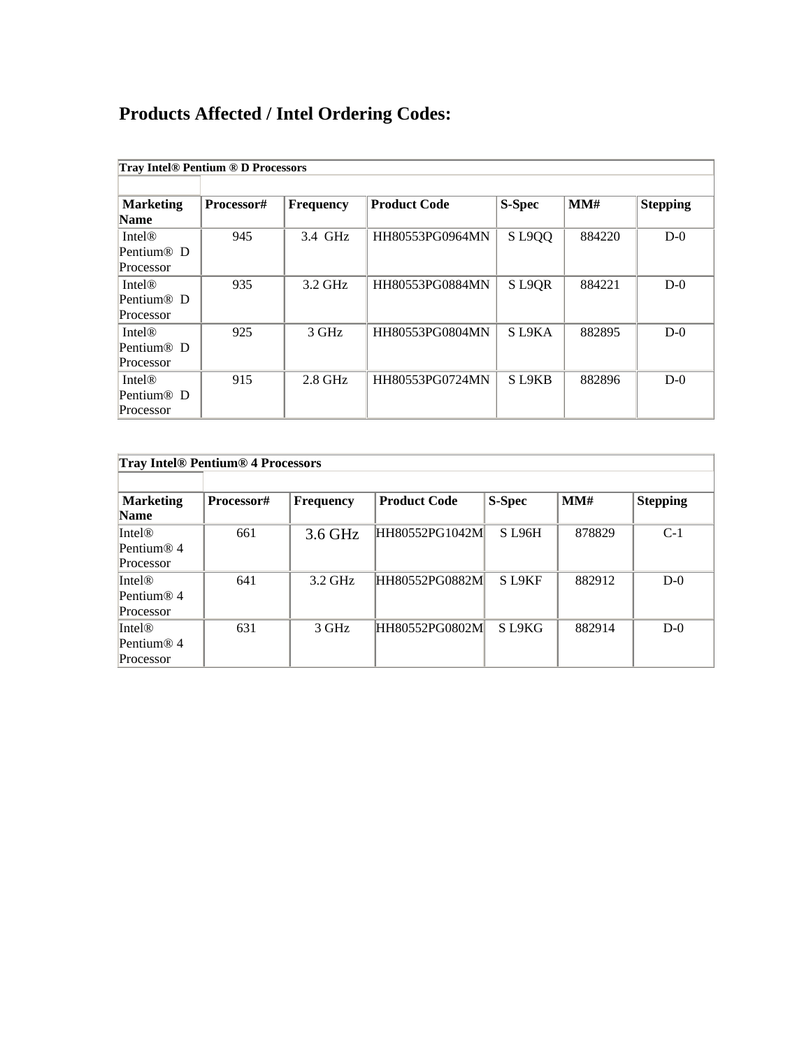## Products Affected / Intel Ordering Codes:

| Tray Intel® Pentium ® D Processors | | | | | | |
|---|---|---|---|---|---|---|
| | | | | | | |
| **Marketing Name** | **Processor#** | **Frequency** | **Product Code** | **S-Spec** | **MM#** | **Stepping** |
| Intel® Pentium® D Processor | 945 | 3.4 GHz | HH80553PG0964MN | S L9QQ | 884220 | D-0 |
| Intel® Pentium® D Processor | 935 | 3.2 GHz | HH80553PG0884MN | S L9QR | 884221 | D-0 |
| Intel® Pentium® D Processor | 925 | 3 GHz | HH80553PG0804MN | S L9KA | 882895 | D-0 |
| Intel® Pentium® D Processor | 915 | 2.8 GHz | HH80553PG0724MN | S L9KB | 882896 | D-0 |

| Tray Intel® Pentium® 4 Processors | | | | | | |
|---|---|---|---|---|---|---|
| | | | | | | |
| **Marketing Name** | **Processor#** | **Frequency** | **Product Code** | **S-Spec** | **MM#** | **Stepping** |
| Intel® Pentium® 4 Processor | 661 | 3.6 GHz | HH80552PG1042M | S L96H | 878829 | C-1 |
| Intel® Pentium® 4 Processor | 641 | 3.2 GHz | HH80552PG0882M | S L9KF | 882912 | D-0 |
| Intel® Pentium® 4 Processor | 631 | 3 GHz | HH80552PG0802M | S L9KG | 882914 | D-0 |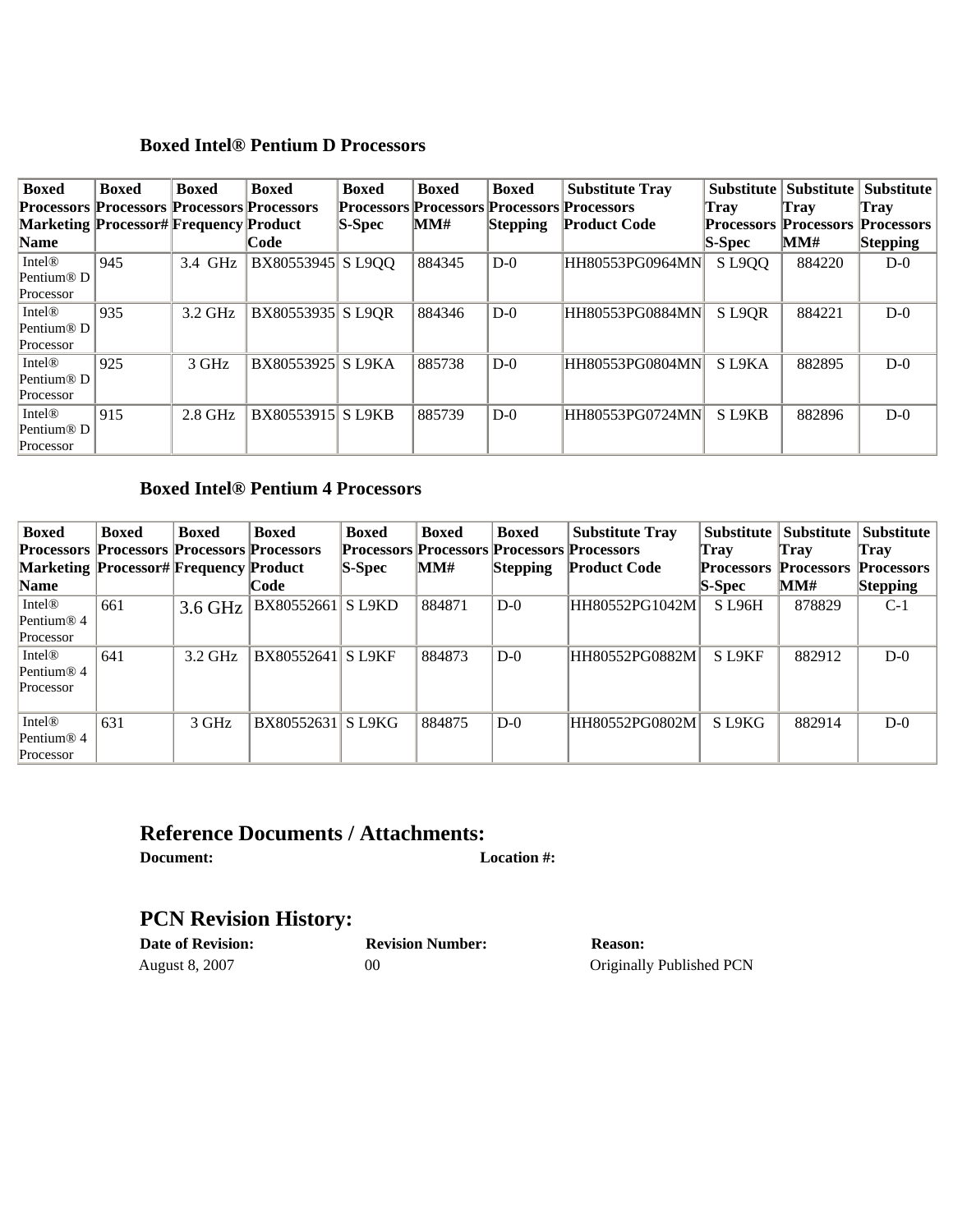### Boxed Intel® Pentium D Processors

| Boxed Processors Marketing Name | Boxed Processors Processor# | Boxed Processors Frequency | Boxed Processors Product Code | Boxed Processors S-Spec | Boxed Processors MM# | Boxed Processors Stepping | Substitute Tray Processors Product Code | Substitute Tray Processors S-Spec | Substitute Tray Processors MM# | Substitute Tray Processors Stepping |
|---|---|---|---|---|---|---|---|---|---|---|
| Intel® Pentium® D Processor | 945 | 3.4 GHz | BX80553945 | S L9QQ | 884345 | D-0 | HH80553PG0964MN | S L9QQ | 884220 | D-0 |
| Intel® Pentium® D Processor | 935 | 3.2 GHz | BX80553935 | S L9QR | 884346 | D-0 | HH80553PG0884MN | S L9QR | 884221 | D-0 |
| Intel® Pentium® D Processor | 925 | 3 GHz | BX80553925 | S L9KA | 885738 | D-0 | HH80553PG0804MN | S L9KA | 882895 | D-0 |
| Intel® Pentium® D Processor | 915 | 2.8 GHz | BX80553915 | S L9KB | 885739 | D-0 | HH80553PG0724MN | S L9KB | 882896 | D-0 |

### Boxed Intel® Pentium 4 Processors

| Boxed Processors Marketing Name | Boxed Processors Processor# | Boxed Processors Frequency | Boxed Processors Product Code | Boxed Processors S-Spec | Boxed Processors MM# | Boxed Processors Stepping | Substitute Tray Processors Product Code | Substitute Tray Processors S-Spec | Substitute Tray Processors MM# | Substitute Tray Processors Stepping |
|---|---|---|---|---|---|---|---|---|---|---|
| Intel® Pentium® 4 Processor | 661 | 3.6 GHz | BX80552661 | S L9KD | 884871 | D-0 | HH80552PG1042M | S L96H | 878829 | C-1 |
| Intel® Pentium® 4 Processor | 641 | 3.2 GHz | BX80552641 | S L9KF | 884873 | D-0 | HH80552PG0882M | S L9KF | 882912 | D-0 |
| Intel® Pentium® 4 Processor | 631 | 3 GHz | BX80552631 | S L9KG | 884875 | D-0 | HH80552PG0802M | S L9KG | 882914 | D-0 |

## Reference Documents / Attachments:

**Document:** **Location #:**

## PCN Revision History:

| Date of Revision: | Revision Number: | Reason: |
|---|---|---|
| August 8, 2007 | 00 | Originally Published PCN |